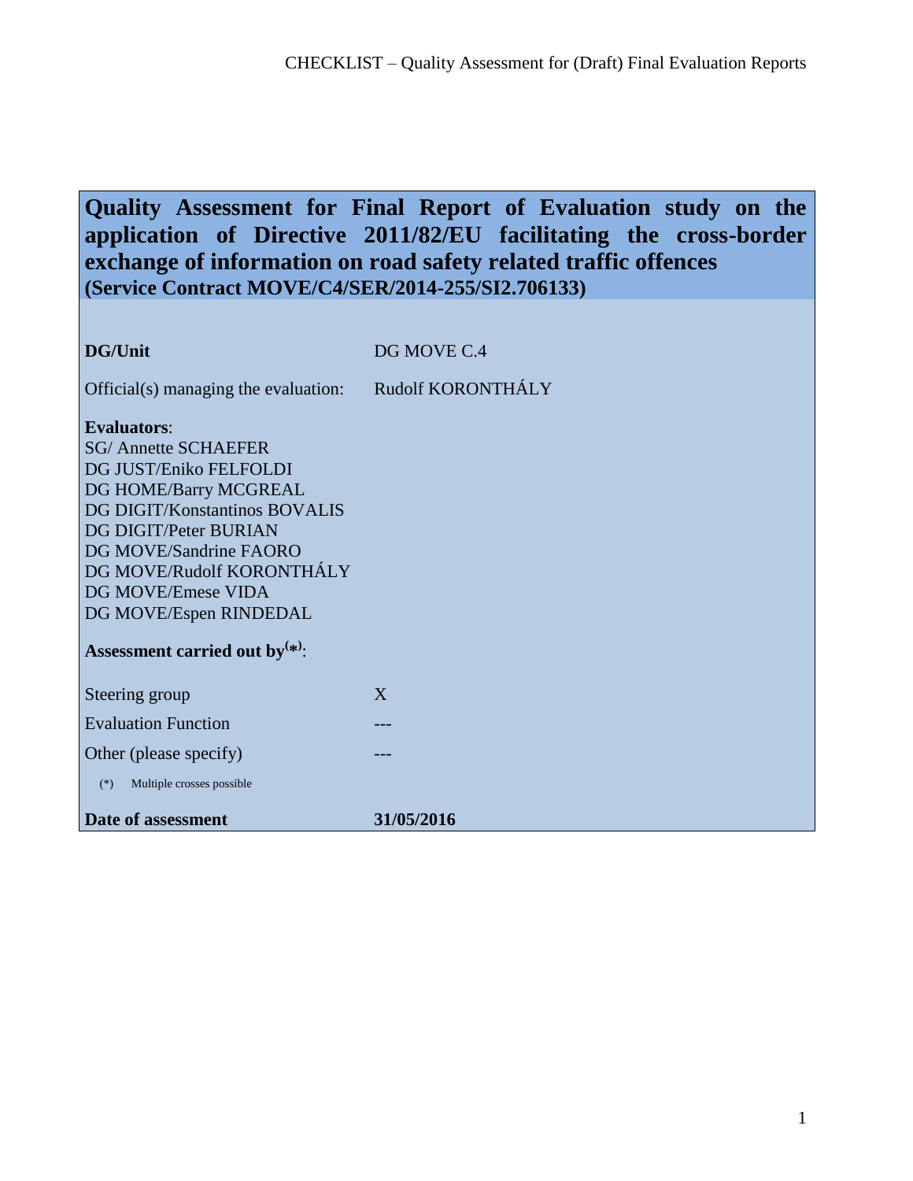# Quality Assessment for Final Report of Evaluation study on the application of Directive 2011/82/EU facilitating the cross-border exchange of information on road safety related traffic offences
**(Service Contract MOVE/C4/SER/2014-255/SI2.706133)**

| | |
|---|---|
| **DG/Unit** | DG MOVE C.4 |
| Official(s) managing the evaluation: | Rudolf KORONTHÁLY |

**Evaluators**:
SG/ Annette SCHAEFER
DG JUST/Eniko FELFOLDI
DG HOME/Barry MCGREAL
DG DIGIT/Konstantinos BOVALIS
DG DIGIT/Peter BURIAN
DG MOVE/Sandrine FAORO
DG MOVE/Rudolf KORONTHÁLY
DG MOVE/Emese VIDA
DG MOVE/Espen RINDEDAL

**Assessment carried out by(*)**:

| | |
|---|---|
| Steering group | X |
| Evaluation Function | --- |
| Other (please specify) | --- |

(*) Multiple crosses possible

| | |
|---|---|
| **Date of assessment** | **31/05/2016** |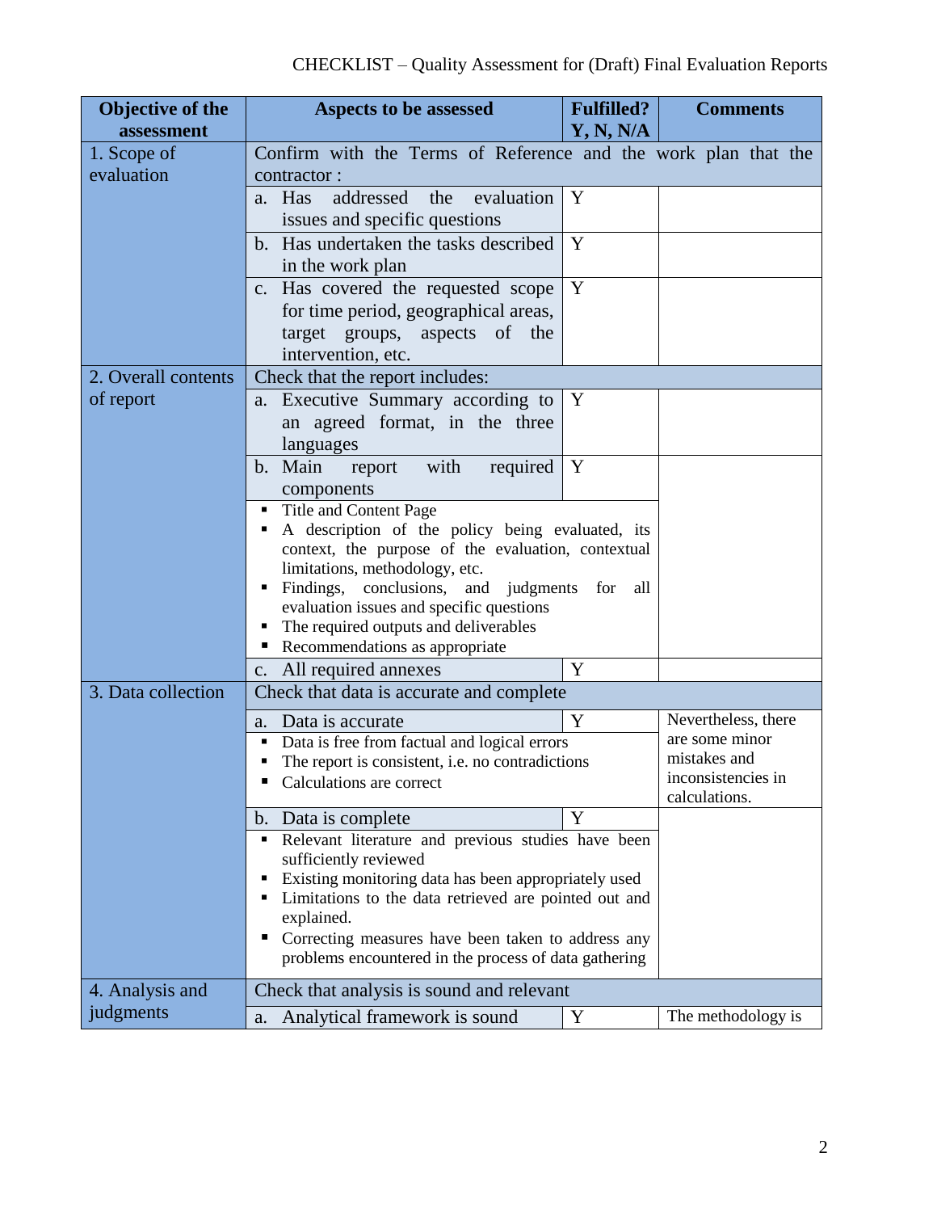CHECKLIST – Quality Assessment for (Draft) Final Evaluation Reports

| Objective of the assessment | Aspects to be assessed | Fulfilled? Y, N, N/A | Comments |
|---|---|---|---|
| 1. Scope of evaluation | Confirm with the Terms of Reference and the work plan that the contractor : | | |
| | a. Has addressed the evaluation issues and specific questions | Y | |
| | b. Has undertaken the tasks described in the work plan | Y | |
| | c. Has covered the requested scope for time period, geographical areas, target groups, aspects of the intervention, etc. | Y | |
| 2. Overall contents of report | Check that the report includes: | | |
| | a. Executive Summary according to an agreed format, in the three languages | Y | |
| | b. Main report with required components | Y | |
| | ▪ Title and Content Page<br>▪ A description of the policy being evaluated, its context, the purpose of the evaluation, contextual limitations, methodology, etc.<br>▪ Findings, conclusions, and judgments for all evaluation issues and specific questions<br>▪ The required outputs and deliverables<br>▪ Recommendations as appropriate | | |
| | c. All required annexes | Y | |
| 3. Data collection | Check that data is accurate and complete | | |
| | a. Data is accurate | Y | Nevertheless, there are some minor mistakes and inconsistencies in calculations. |
| | ▪ Data is free from factual and logical errors<br>▪ The report is consistent, i.e. no contradictions<br>▪ Calculations are correct | | |
| | b. Data is complete | Y | |
| | ▪ Relevant literature and previous studies have been sufficiently reviewed<br>▪ Existing monitoring data has been appropriately used<br>▪ Limitations to the data retrieved are pointed out and explained.<br>▪ Correcting measures have been taken to address any problems encountered in the process of data gathering | | |
| 4. Analysis and judgments | Check that analysis is sound and relevant | | |
| | a. Analytical framework is sound | Y | The methodology is |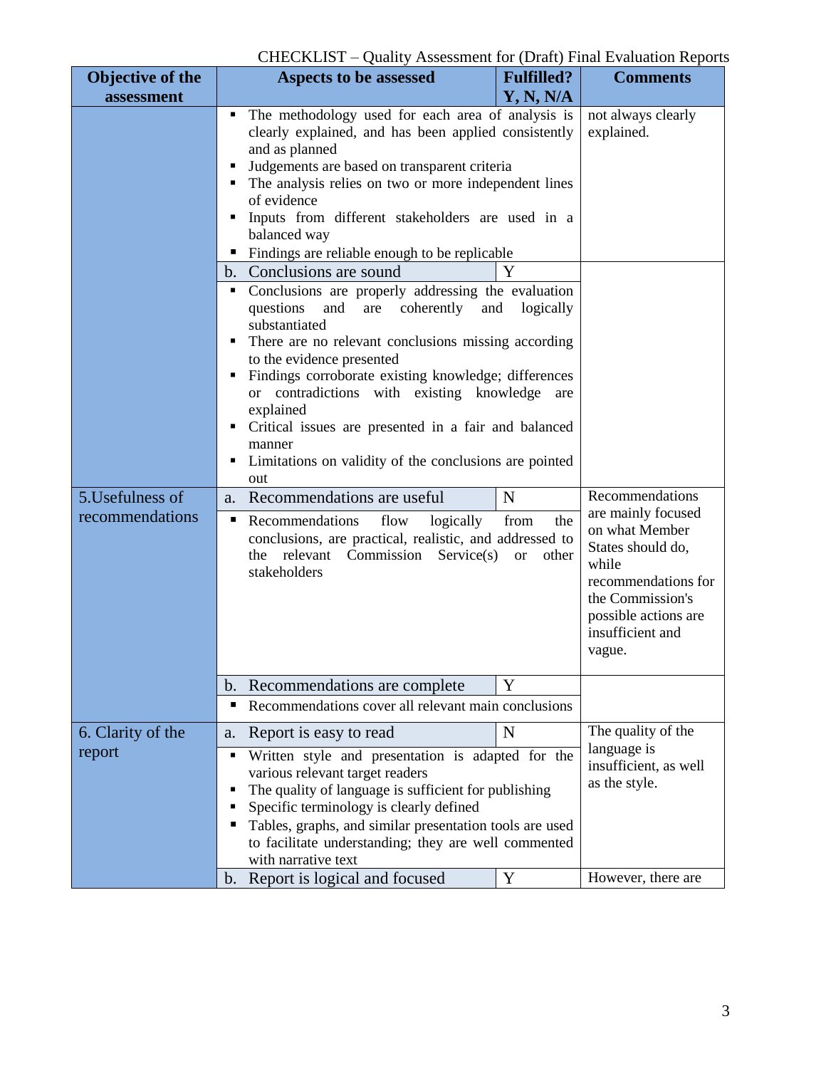CHECKLIST – Quality Assessment for (Draft) Final Evaluation Reports

| Objective of the assessment | Aspects to be assessed | Fulfilled? Y, N, N/A | Comments |
|---|---|---|---|
| | ▪ The methodology used for each area of analysis is clearly explained, and has been applied consistently and as planned ▪ Judgements are based on transparent criteria ▪ The analysis relies on two or more independent lines of evidence ▪ Inputs from different stakeholders are used in a balanced way ▪ Findings are reliable enough to be replicable | | not always clearly explained. |
| | b. Conclusions are sound | Y | |
| | ▪ Conclusions are properly addressing the evaluation questions and are coherently and logically substantiated ▪ There are no relevant conclusions missing according to the evidence presented ▪ Findings corroborate existing knowledge; differences or contradictions with existing knowledge are explained ▪ Critical issues are presented in a fair and balanced manner ▪ Limitations on validity of the conclusions are pointed out | | |
| 5.Usefulness of recommendations | a. Recommendations are useful | N | Recommendations are mainly focused on what Member States should do, while recommendations for the Commission's possible actions are insufficient and vague. |
| | ▪ Recommendations flow logically from the conclusions, are practical, realistic, and addressed to the relevant Commission Service(s) or other stakeholders | | |
| | b. Recommendations are complete | Y | |
| | ▪ Recommendations cover all relevant main conclusions | | |
| 6. Clarity of the report | a. Report is easy to read | N | The quality of the language is insufficient, as well as the style. |
| | ▪ Written style and presentation is adapted for the various relevant target readers ▪ The quality of language is sufficient for publishing ▪ Specific terminology is clearly defined ▪ Tables, graphs, and similar presentation tools are used to facilitate understanding; they are well commented with narrative text | | |
| | b. Report is logical and focused | Y | However, there are |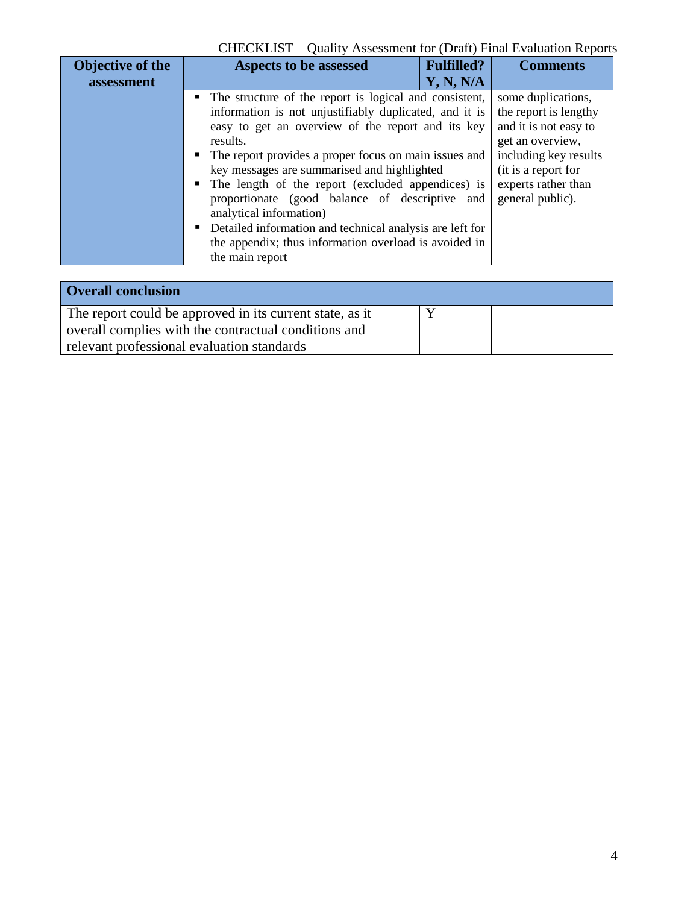| Objective of the assessment | Aspects to be assessed | Fulfilled? Y, N, N/A | Comments |
|---|---|---|---|
| | ▪ The structure of the report is logical and consistent, information is not unjustifiably duplicated, and it is easy to get an overview of the report and its key results.<br>▪ The report provides a proper focus on main issues and key messages are summarised and highlighted<br>▪ The length of the report (excluded appendices) is proportionate (good balance of descriptive and analytical information)<br>▪ Detailed information and technical analysis are left for the appendix; thus information overload is avoided in the main report | | some duplications, the report is lengthy and it is not easy to get an overview, including key results (it is a report for experts rather than general public). |

| **Overall conclusion** | | |
|---|---|---|
| The report could be approved in its current state, as it overall complies with the contractual conditions and relevant professional evaluation standards | Y | |